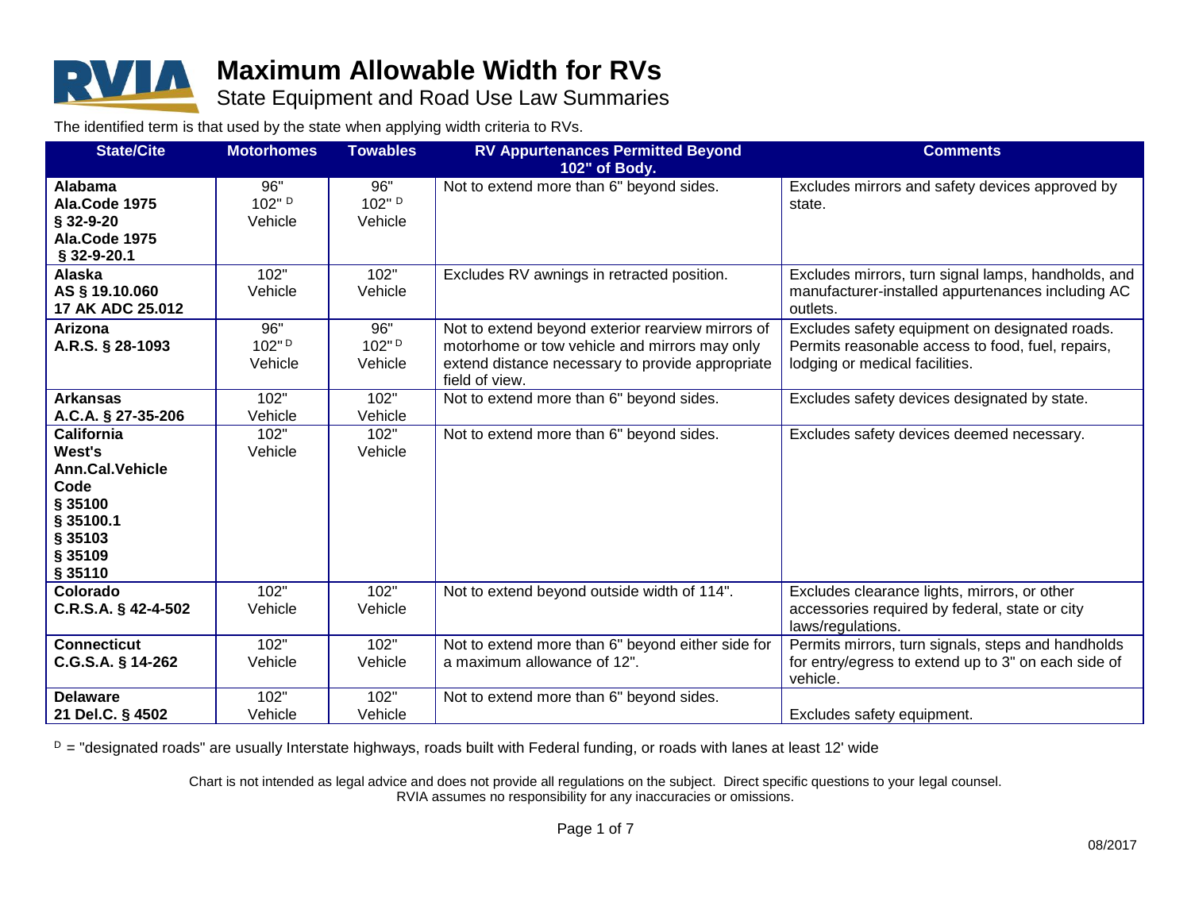# Maximum Allowable Width for RVs

## State Equipment and Road Use Law Summaries

The identified term is that used by the state when applying width criteria to RVs.

| State/Cite | Motorhomes | Towables | RV Appurtenances Permitted Beyond 102" of Body. | Comments |
|---|---|---|---|---|
| **Alabama Ala.Code 1975 § 32-9-20 Ala.Code 1975 § 32-9-20.1** | 96" 102" [D] Vehicle | 96" 102" [D] Vehicle | Not to extend more than 6" beyond sides. | Excludes mirrors and safety devices approved by state. |
| **Alaska AS § 19.10.060 17 AK ADC 25.012** | 102" Vehicle | 102" Vehicle | Excludes RV awnings in retracted position. | Excludes mirrors, turn signal lamps, handholds, and manufacturer-installed appurtenances including AC outlets. |
| **Arizona A.R.S. § 28-1093** | 96" 102" [D] Vehicle | 96" 102" [D] Vehicle | Not to extend beyond exterior rearview mirrors of motorhome or tow vehicle and mirrors may only extend distance necessary to provide appropriate field of view. | Excludes safety equipment on designated roads. Permits reasonable access to food, fuel, repairs, lodging or medical facilities. |
| **Arkansas A.C.A. § 27-35-206** | 102" Vehicle | 102" Vehicle | Not to extend more than 6" beyond sides. | Excludes safety devices designated by state. |
| **California West's Ann.Cal.Vehicle Code § 35100 § 35100.1 § 35103 § 35109 § 35110** | 102" Vehicle | 102" Vehicle | Not to extend more than 6" beyond sides. | Excludes safety devices deemed necessary. |
| **Colorado C.R.S.A. § 42-4-502** | 102" Vehicle | 102" Vehicle | Not to extend beyond outside width of 114". | Excludes clearance lights, mirrors, or other accessories required by federal, state or city laws/regulations. |
| **Connecticut C.G.S.A. § 14-262** | 102" Vehicle | 102" Vehicle | Not to extend more than 6" beyond either side for a maximum allowance of 12". | Permits mirrors, turn signals, steps and handholds for entry/egress to extend up to 3" on each side of vehicle. |
| **Delaware 21 Del.C. § 4502** | 102" Vehicle | 102" Vehicle | Not to extend more than 6" beyond sides. | Excludes safety equipment. |

[D] = "designated roads" are usually Interstate highways, roads built with Federal funding, or roads with lanes at least 12' wide

Chart is not intended as legal advice and does not provide all regulations on the subject. Direct specific questions to your legal counsel. RVIA assumes no responsibility for any inaccuracies or omissions.

08/2017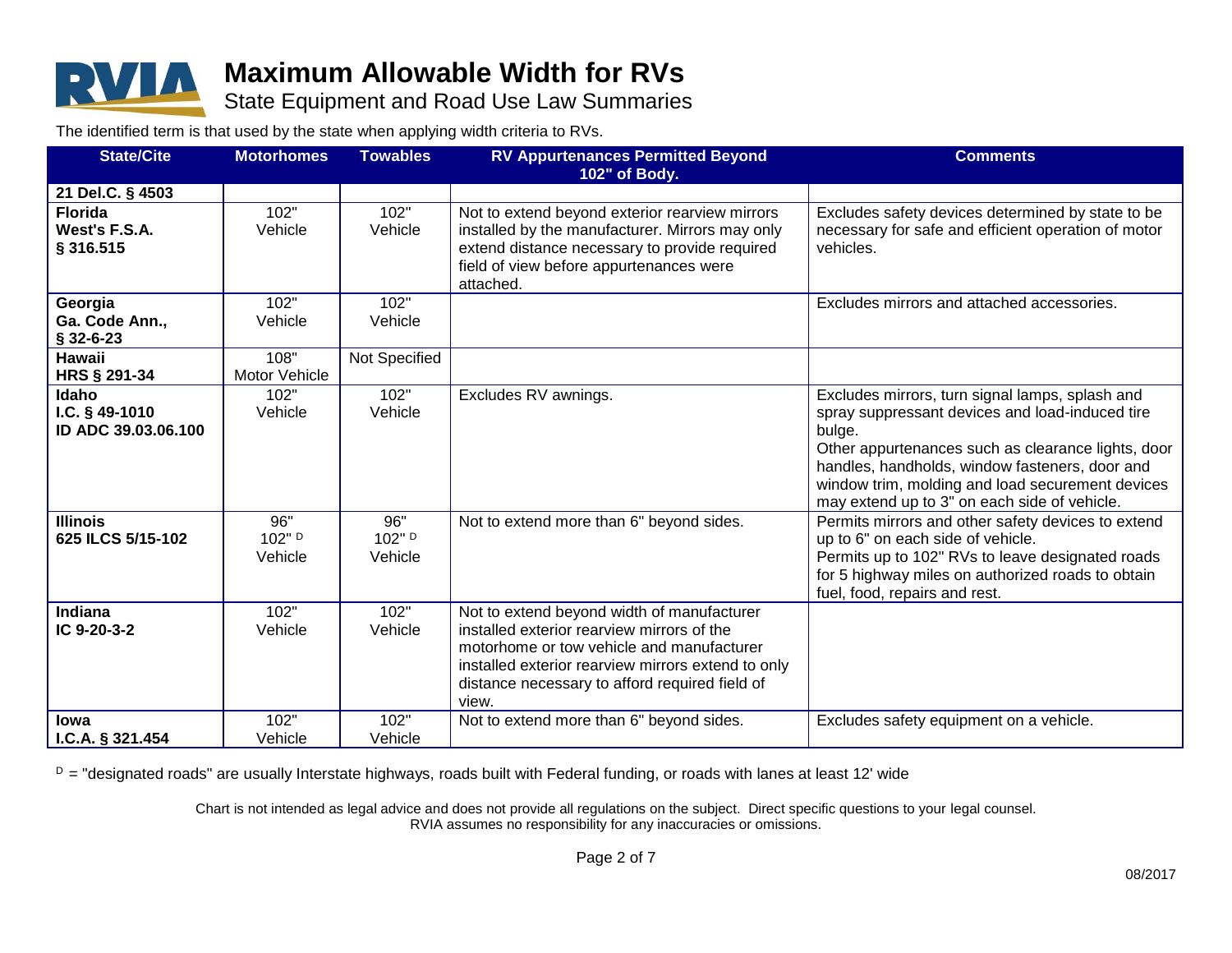# Maximum Allowable Width for RVs

State Equipment and Road Use Law Summaries

The identified term is that used by the state when applying width criteria to RVs.

| State/Cite | Motorhomes | Towables | RV Appurtenances Permitted Beyond 102" of Body. | Comments |
|---|---|---|---|---|
| **21 Del.C. § 4503** | | | | |
| **Florida West's F.S.A. § 316.515** | 102" Vehicle | 102" Vehicle | Not to extend beyond exterior rearview mirrors installed by the manufacturer. Mirrors may only extend distance necessary to provide required field of view before appurtenances were attached. | Excludes safety devices determined by state to be necessary for safe and efficient operation of motor vehicles. |
| **Georgia Ga. Code Ann., § 32-6-23** | 102" Vehicle | 102" Vehicle | | Excludes mirrors and attached accessories. |
| **Hawaii HRS § 291-34** | 108" Motor Vehicle | Not Specified | | |
| **Idaho I.C. § 49-1010 ID ADC 39.03.06.100** | 102" Vehicle | 102" Vehicle | Excludes RV awnings. | Excludes mirrors, turn signal lamps, splash and spray suppressant devices and load-induced tire bulge. Other appurtenances such as clearance lights, door handles, handholds, window fasteners, door and window trim, molding and load securement devices may extend up to 3" on each side of vehicle. |
| **Illinois 625 ILCS 5/15-102** | 96" 102" [D] Vehicle | 96" 102" [D] Vehicle | Not to extend more than 6" beyond sides. | Permits mirrors and other safety devices to extend up to 6" on each side of vehicle. Permits up to 102" RVs to leave designated roads for 5 highway miles on authorized roads to obtain fuel, food, repairs and rest. |
| **Indiana IC 9-20-3-2** | 102" Vehicle | 102" Vehicle | Not to extend beyond width of manufacturer installed exterior rearview mirrors of the motorhome or tow vehicle and manufacturer installed exterior rearview mirrors extend to only distance necessary to afford required field of view. | |
| **Iowa I.C.A. § 321.454** | 102" Vehicle | 102" Vehicle | Not to extend more than 6" beyond sides. | Excludes safety equipment on a vehicle. |

[D] = "designated roads" are usually Interstate highways, roads built with Federal funding, or roads with lanes at least 12' wide

Chart is not intended as legal advice and does not provide all regulations on the subject. Direct specific questions to your legal counsel. RVIA assumes no responsibility for any inaccuracies or omissions.

08/2017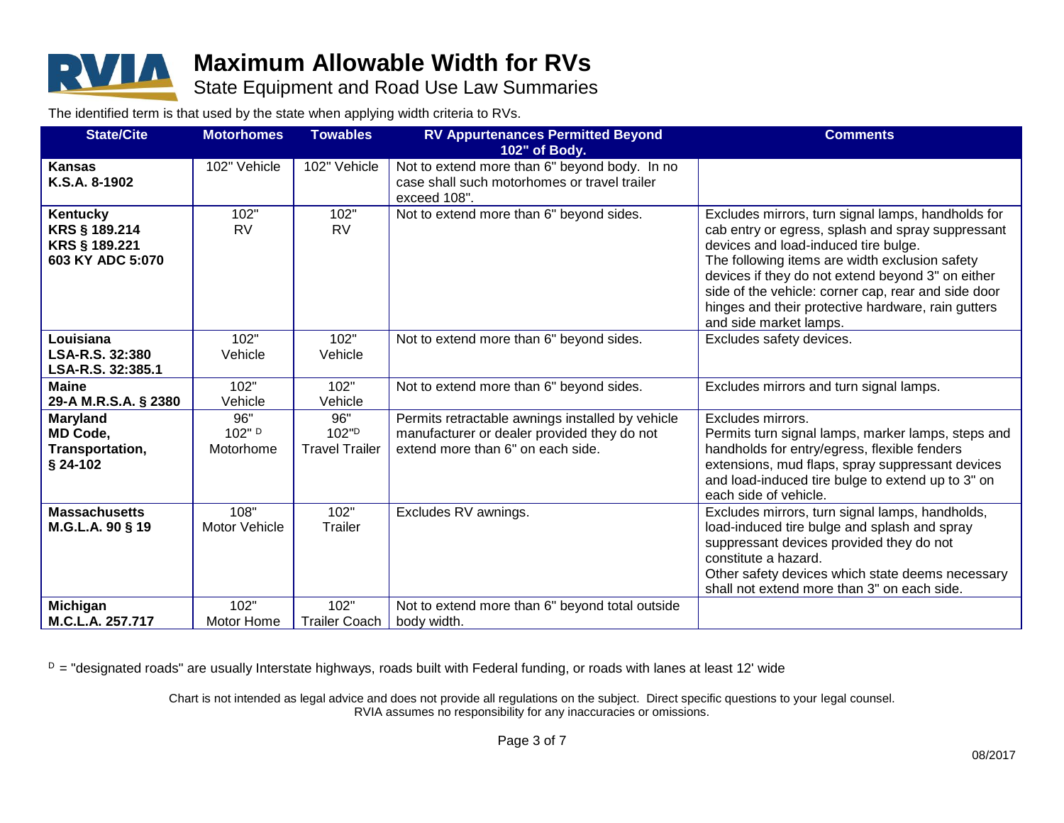# Maximum Allowable Width for RVs

State Equipment and Road Use Law Summaries

The identified term is that used by the state when applying width criteria to RVs.

| State/Cite | Motorhomes | Towables | RV Appurtenances Permitted Beyond 102" of Body. | Comments |
|---|---|---|---|---|
| **Kansas**<br>**K.S.A. 8-1902** | 102" Vehicle | 102" Vehicle | Not to extend more than 6" beyond body. In no case shall such motorhomes or travel trailer exceed 108". | |
| **Kentucky**<br>**KRS § 189.214**<br>**KRS § 189.221**<br>**603 KY ADC 5:070** | 102"<br>RV | 102"<br>RV | Not to extend more than 6" beyond sides. | Excludes mirrors, turn signal lamps, handholds for cab entry or egress, splash and spray suppressant devices and load-induced tire bulge.<br>The following items are width exclusion safety devices if they do not extend beyond 3" on either side of the vehicle: corner cap, rear and side door hinges and their protective hardware, rain gutters and side market lamps. |
| **Louisiana**<br>**LSA-R.S. 32:380**<br>**LSA-R.S. 32:385.1** | 102"<br>Vehicle | 102"<br>Vehicle | Not to extend more than 6" beyond sides. | Excludes safety devices. |
| **Maine**<br>**29-A M.R.S.A. § 2380** | 102"<br>Vehicle | 102"<br>Vehicle | Not to extend more than 6" beyond sides. | Excludes mirrors and turn signal lamps. |
| **Maryland**<br>**MD Code, Transportation, § 24-102** | 96"<br>102" [D]<br>Motorhome | 96"<br>102"[D]<br>Travel Trailer | Permits retractable awnings installed by vehicle manufacturer or dealer provided they do not extend more than 6" on each side. | Excludes mirrors.<br>Permits turn signal lamps, marker lamps, steps and handholds for entry/egress, flexible fenders extensions, mud flaps, spray suppressant devices and load-induced tire bulge to extend up to 3" on each side of vehicle. |
| **Massachusetts**<br>**M.G.L.A. 90 § 19** | 108"<br>Motor Vehicle | 102"<br>Trailer | Excludes RV awnings. | Excludes mirrors, turn signal lamps, handholds, load-induced tire bulge and splash and spray suppressant devices provided they do not constitute a hazard.<br>Other safety devices which state deems necessary shall not extend more than 3" on each side. |
| **Michigan**<br>**M.C.L.A. 257.717** | 102"<br>Motor Home | 102"<br>Trailer Coach | Not to extend more than 6" beyond total outside body width. | |

[D] = "designated roads" are usually Interstate highways, roads built with Federal funding, or roads with lanes at least 12' wide

Chart is not intended as legal advice and does not provide all regulations on the subject. Direct specific questions to your legal counsel.
RVIA assumes no responsibility for any inaccuracies or omissions.

08/2017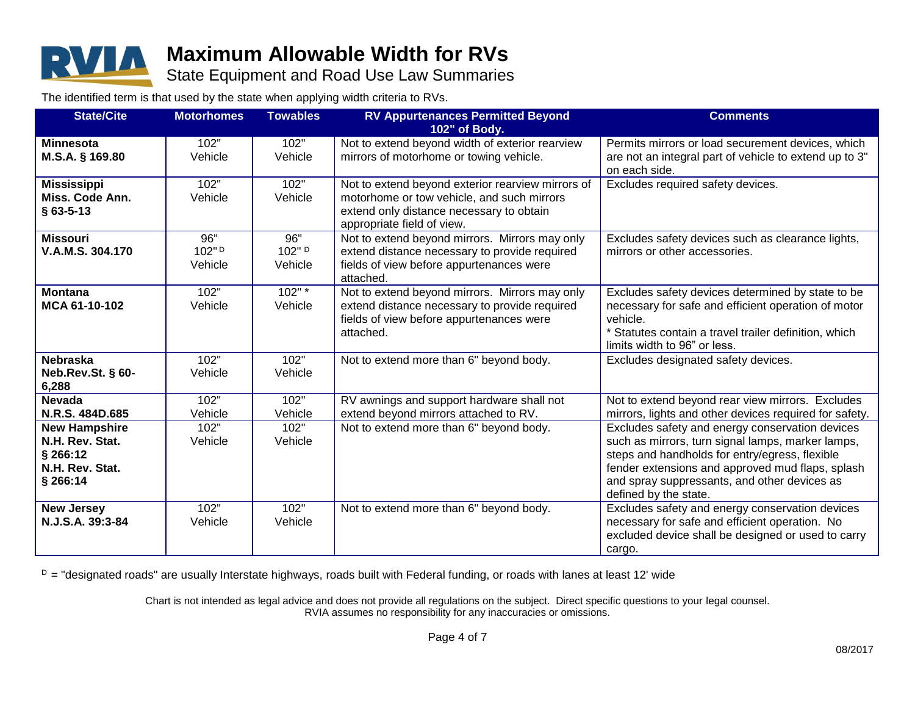# Maximum Allowable Width for RVs

## State Equipment and Road Use Law Summaries

The identified term is that used by the state when applying width criteria to RVs.

| State/Cite | Motorhomes | Towables | RV Appurtenances Permitted Beyond 102" of Body. | Comments |
|---|---|---|---|---|
| **Minnesota**<br>**M.S.A. § 169.80** | 102"<br>Vehicle | 102"<br>Vehicle | Not to extend beyond width of exterior rearview mirrors of motorhome or towing vehicle. | Permits mirrors or load securement devices, which are not an integral part of vehicle to extend up to 3" on each side. |
| **Mississippi**<br>**Miss. Code Ann. § 63-5-13** | 102"<br>Vehicle | 102"<br>Vehicle | Not to extend beyond exterior rearview mirrors of motorhome or tow vehicle, and such mirrors extend only distance necessary to obtain appropriate field of view. | Excludes required safety devices. |
| **Missouri**<br>**V.A.M.S. 304.170** | 96"<br>102" [D]<br>Vehicle | 96"<br>102" [D]<br>Vehicle | Not to extend beyond mirrors. Mirrors may only extend distance necessary to provide required fields of view before appurtenances were attached. | Excludes safety devices such as clearance lights, mirrors or other accessories. |
| **Montana**<br>**MCA 61-10-102** | 102"<br>Vehicle | 102" *<br>Vehicle | Not to extend beyond mirrors. Mirrors may only extend distance necessary to provide required fields of view before appurtenances were attached. | Excludes safety devices determined by state to be necessary for safe and efficient operation of motor vehicle.<br>* Statutes contain a travel trailer definition, which limits width to 96" or less. |
| **Nebraska**<br>**Neb.Rev.St. § 60-6,288** | 102"<br>Vehicle | 102"<br>Vehicle | Not to extend more than 6" beyond body. | Excludes designated safety devices. |
| **Nevada**<br>**N.R.S. 484D.685** | 102"<br>Vehicle | 102"<br>Vehicle | RV awnings and support hardware shall not extend beyond mirrors attached to RV. | Not to extend beyond rear view mirrors. Excludes mirrors, lights and other devices required for safety. |
| **New Hampshire**<br>**N.H. Rev. Stat. § 266:12**<br>**N.H. Rev. Stat. § 266:14** | 102"<br>Vehicle | 102"<br>Vehicle | Not to extend more than 6" beyond body. | Excludes safety and energy conservation devices such as mirrors, turn signal lamps, marker lamps, steps and handholds for entry/egress, flexible fender extensions and approved mud flaps, splash and spray suppressants, and other devices as defined by the state. |
| **New Jersey**<br>**N.J.S.A. 39:3-84** | 102"<br>Vehicle | 102"<br>Vehicle | Not to extend more than 6" beyond body. | Excludes safety and energy conservation devices necessary for safe and efficient operation. No excluded device shall be designed or used to carry cargo. |

[D] = "designated roads" are usually Interstate highways, roads built with Federal funding, or roads with lanes at least 12' wide

Chart is not intended as legal advice and does not provide all regulations on the subject. Direct specific questions to your legal counsel. RVIA assumes no responsibility for any inaccuracies or omissions.

08/2017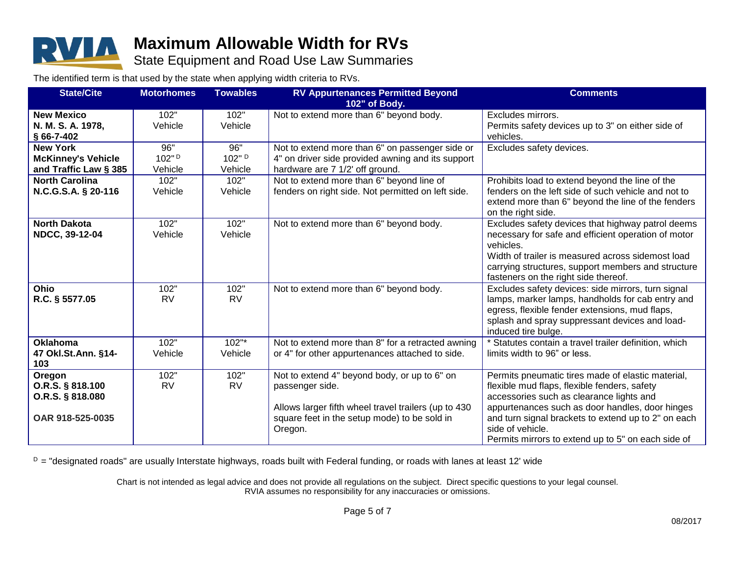# Maximum Allowable Width for RVs

## State Equipment and Road Use Law Summaries

The identified term is that used by the state when applying width criteria to RVs.

| State/Cite | Motorhomes | Towables | RV Appurtenances Permitted Beyond 102" of Body. | Comments |
|---|---|---|---|---|
| **New Mexico** **N. M. S. A. 1978, § 66-7-402** | 102" Vehicle | 102" Vehicle | Not to extend more than 6" beyond body. | Excludes mirrors. Permits safety devices up to 3" on either side of vehicles. |
| **New York** **McKinney's Vehicle and Traffic Law § 385** | 96" 102" [D] Vehicle | 96" 102" [D] Vehicle | Not to extend more than 6" on passenger side or 4" on driver side provided awning and its support hardware are 7 1/2' off ground. | Excludes safety devices. |
| **North Carolina** **N.C.G.S.A. § 20-116** | 102" Vehicle | 102" Vehicle | Not to extend more than 6" beyond line of fenders on right side. Not permitted on left side. | Prohibits load to extend beyond the line of the fenders on the left side of such vehicle and not to extend more than 6" beyond the line of the fenders on the right side. |
| **North Dakota** **NDCC, 39-12-04** | 102" Vehicle | 102" Vehicle | Not to extend more than 6" beyond body. | Excludes safety devices that highway patrol deems necessary for safe and efficient operation of motor vehicles. Width of trailer is measured across sidemost load carrying structures, support members and structure fasteners on the right side thereof. |
| **Ohio** **R.C. § 5577.05** | 102" RV | 102" RV | Not to extend more than 6" beyond body. | Excludes safety devices: side mirrors, turn signal lamps, marker lamps, handholds for cab entry and egress, flexible fender extensions, mud flaps, splash and spray suppressant devices and load-induced tire bulge. |
| **Oklahoma** **47 Okl.St.Ann. §14-103** | 102" Vehicle | 102"* Vehicle | Not to extend more than 8" for a retracted awning or 4" for other appurtenances attached to side. | * Statutes contain a travel trailer definition, which limits width to 96" or less. |
| **Oregon** **O.R.S. § 818.100** **O.R.S. § 818.080** **OAR 918-525-0035** | 102" RV | 102" RV | Not to extend 4" beyond body, or up to 6" on passenger side. Allows larger fifth wheel travel trailers (up to 430 square feet in the setup mode) to be sold in Oregon. | Permits pneumatic tires made of elastic material, flexible mud flaps, flexible fenders, safety accessories such as clearance lights and appurtenances such as door handles, door hinges and turn signal brackets to extend up to 2" on each side of vehicle. Permits mirrors to extend up to 5" on each side of |

[D] = "designated roads" are usually Interstate highways, roads built with Federal funding, or roads with lanes at least 12' wide

Chart is not intended as legal advice and does not provide all regulations on the subject. Direct specific questions to your legal counsel. RVIA assumes no responsibility for any inaccuracies or omissions.

08/2017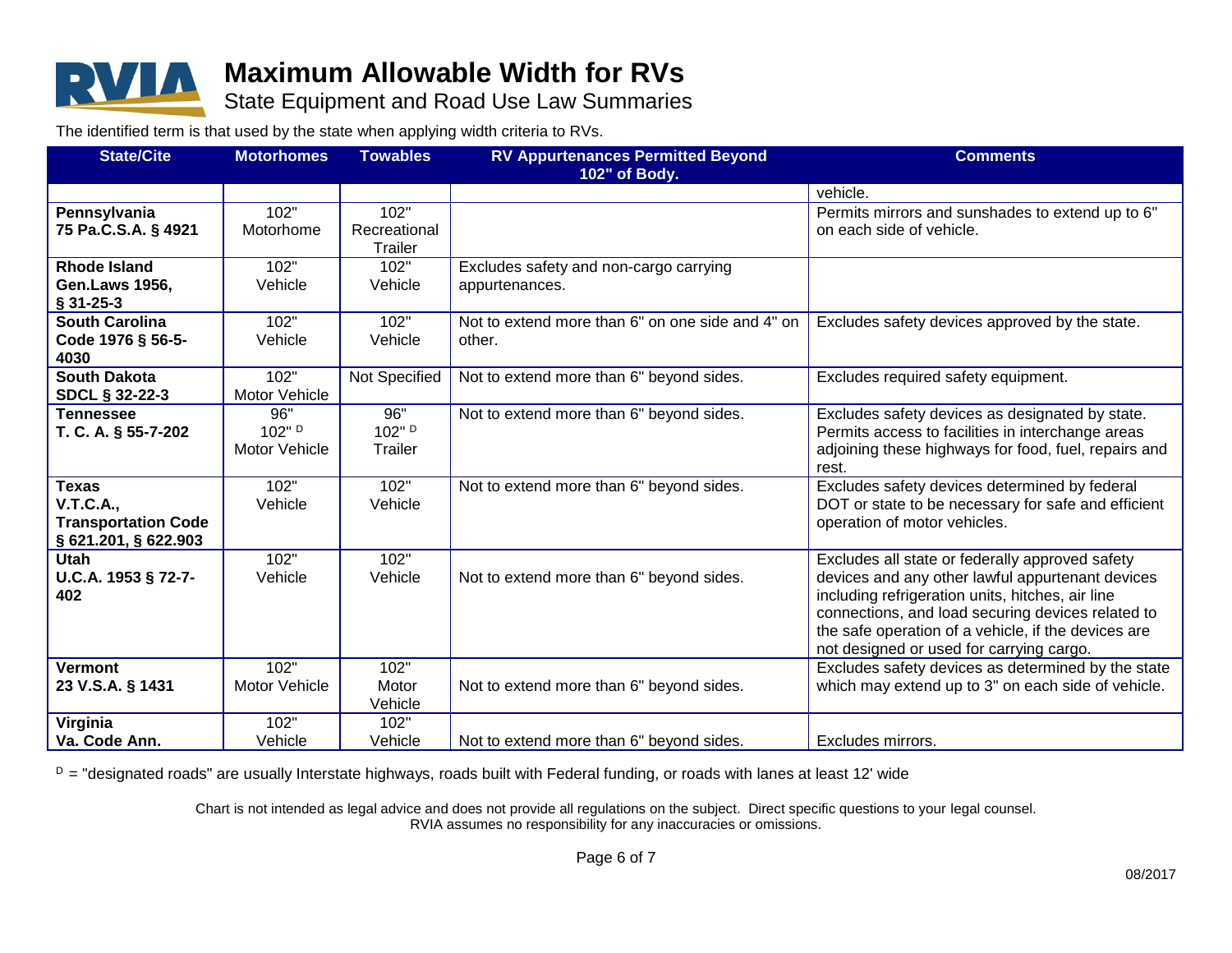# Maximum Allowable Width for RVs

State Equipment and Road Use Law Summaries

The identified term is that used by the state when applying width criteria to RVs.

| State/Cite | Motorhomes | Towables | RV Appurtenances Permitted Beyond 102" of Body. | Comments |
|---|---|---|---|---|
| | | | | vehicle. |
| **Pennsylvania 75 Pa.C.S.A. § 4921** | 102" Motorhome | 102" Recreational Trailer | | Permits mirrors and sunshades to extend up to 6" on each side of vehicle. |
| **Rhode Island Gen.Laws 1956, § 31-25-3** | 102" Vehicle | 102" Vehicle | Excludes safety and non-cargo carrying appurtenances. | |
| **South Carolina Code 1976 § 56-5-4030** | 102" Vehicle | 102" Vehicle | Not to extend more than 6" on one side and 4" on other. | Excludes safety devices approved by the state. |
| **South Dakota SDCL § 32-22-3** | 102" Motor Vehicle | Not Specified | Not to extend more than 6" beyond sides. | Excludes required safety equipment. |
| **Tennessee T. C. A. § 55-7-202** | 96" 102" [D] Motor Vehicle | 96" 102" [D] Trailer | Not to extend more than 6" beyond sides. | Excludes safety devices as designated by state. Permits access to facilities in interchange areas adjoining these highways for food, fuel, repairs and rest. |
| **Texas V.T.C.A., Transportation Code § 621.201, § 622.903** | 102" Vehicle | 102" Vehicle | Not to extend more than 6" beyond sides. | Excludes safety devices determined by federal DOT or state to be necessary for safe and efficient operation of motor vehicles. |
| **Utah U.C.A. 1953 § 72-7-402** | 102" Vehicle | 102" Vehicle | Not to extend more than 6" beyond sides. | Excludes all state or federally approved safety devices and any other lawful appurtenant devices including refrigeration units, hitches, air line connections, and load securing devices related to the safe operation of a vehicle, if the devices are not designed or used for carrying cargo. |
| **Vermont 23 V.S.A. § 1431** | 102" Motor Vehicle | 102" Motor Vehicle | Not to extend more than 6" beyond sides. | Excludes safety devices as determined by the state which may extend up to 3" on each side of vehicle. |
| **Virginia Va. Code Ann.** | 102" Vehicle | 102" Vehicle | Not to extend more than 6" beyond sides. | Excludes mirrors. |

[D] = "designated roads" are usually Interstate highways, roads built with Federal funding, or roads with lanes at least 12' wide

Chart is not intended as legal advice and does not provide all regulations on the subject. Direct specific questions to your legal counsel. RVIA assumes no responsibility for any inaccuracies or omissions.

08/2017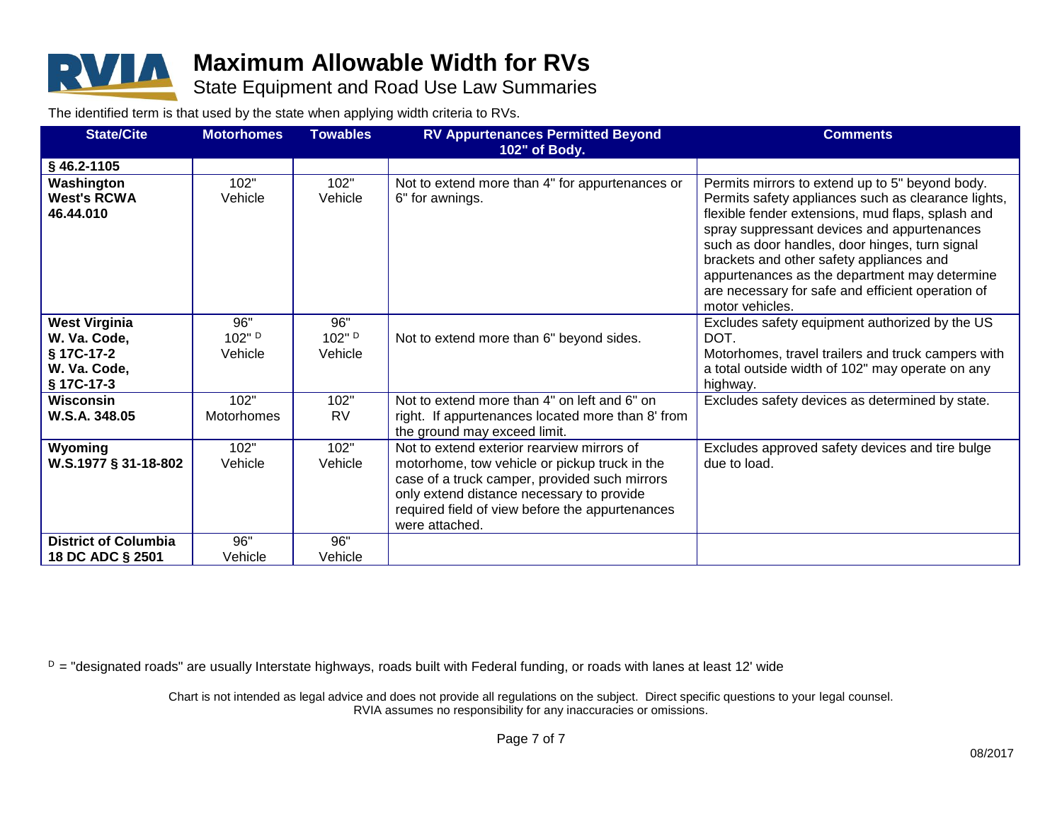# Maximum Allowable Width for RVs

State Equipment and Road Use Law Summaries

The identified term is that used by the state when applying width criteria to RVs.

| State/Cite | Motorhomes | Towables | RV Appurtenances Permitted Beyond 102" of Body. | Comments |
|---|---|---|---|---|
| **§ 46.2-1105** | | | | |
| **Washington West's RCWA 46.44.010** | 102" Vehicle | 102" Vehicle | Not to extend more than 4" for appurtenances or 6" for awnings. | Permits mirrors to extend up to 5" beyond body. Permits safety appliances such as clearance lights, flexible fender extensions, mud flaps, splash and spray suppressant devices and appurtenances such as door handles, door hinges, turn signal brackets and other safety appliances and appurtenances as the department may determine are necessary for safe and efficient operation of motor vehicles. |
| **West Virginia W. Va. Code, § 17C-17-2 W. Va. Code, § 17C-17-3** | 96" 102" [D] Vehicle | 96" 102" [D] Vehicle | Not to extend more than 6" beyond sides. | Excludes safety equipment authorized by the US DOT. Motorhomes, travel trailers and truck campers with a total outside width of 102" may operate on any highway. |
| **Wisconsin W.S.A. 348.05** | 102" Motorhomes | 102" RV | Not to extend more than 4" on left and 6" on right. If appurtenances located more than 8' from the ground may exceed limit. | Excludes safety devices as determined by state. |
| **Wyoming W.S.1977 § 31-18-802** | 102" Vehicle | 102" Vehicle | Not to extend exterior rearview mirrors of motorhome, tow vehicle or pickup truck in the case of a truck camper, provided such mirrors only extend distance necessary to provide required field of view before the appurtenances were attached. | Excludes approved safety devices and tire bulge due to load. |
| **District of Columbia 18 DC ADC § 2501** | 96" Vehicle | 96" Vehicle | | |

[D] = "designated roads" are usually Interstate highways, roads built with Federal funding, or roads with lanes at least 12' wide

Chart is not intended as legal advice and does not provide all regulations on the subject. Direct specific questions to your legal counsel. RVIA assumes no responsibility for any inaccuracies or omissions.

08/2017